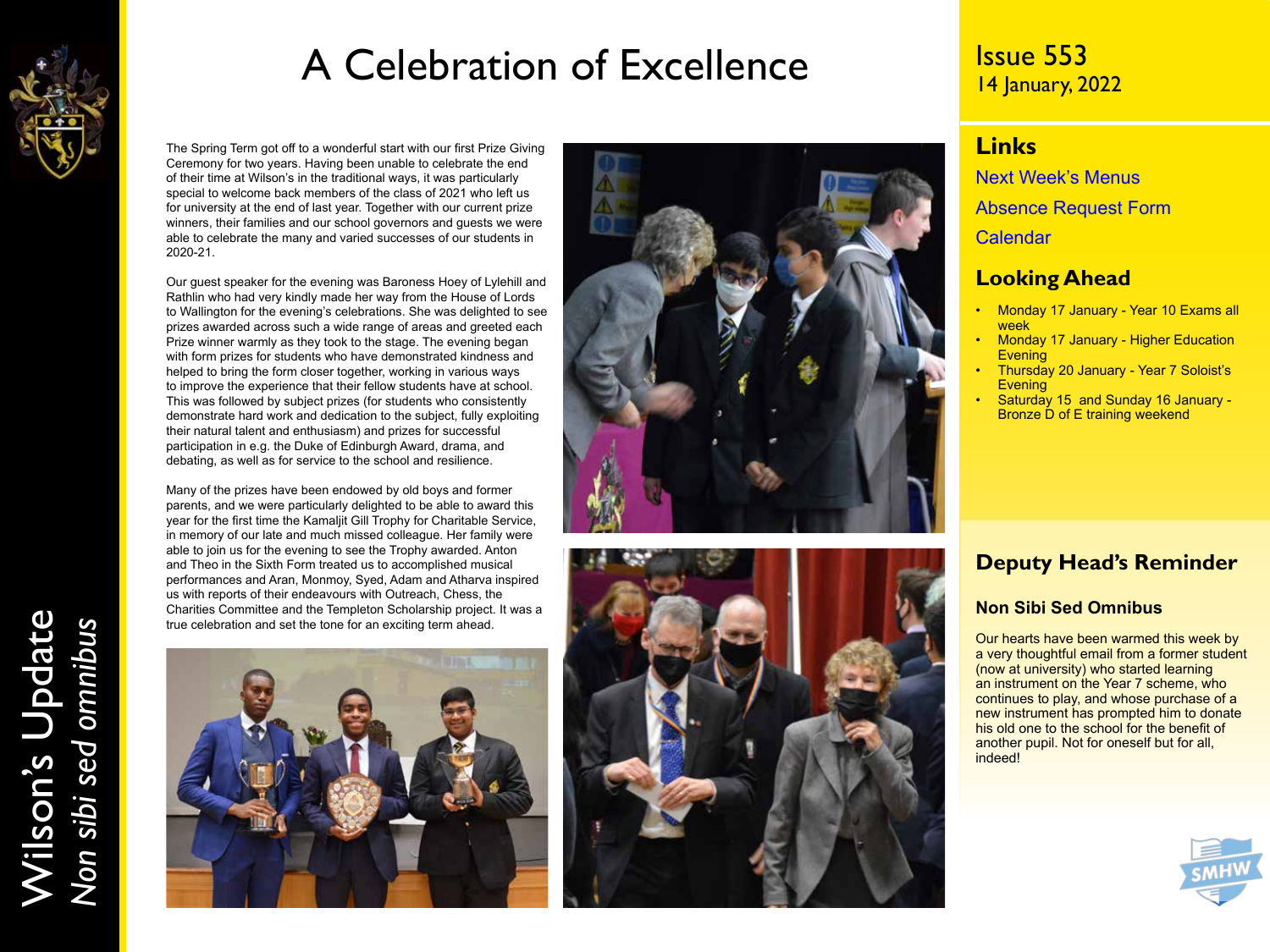# A Celebration of Excellence

The Spring Term got off to a wonderful start with our first Prize Giving Ceremony for two years. Having been unable to celebrate the end of their time at Wilson's in the traditional ways, it was particularly special to welcome back members of the class of 2021 who left us for university at the end of last year. Together with our current prize winners, their families and our school governors and guests we were able to celebrate the many and varied successes of our students in 2020-21.

Our guest speaker for the evening was Baroness Hoey of Lylehill and Rathlin who had very kindly made her way from the House of Lords to Wallington for the evening's celebrations. She was delighted to see prizes awarded across such a wide range of areas and greeted each Prize winner warmly as they took to the stage. The evening began with form prizes for students who have demonstrated kindness and helped to bring the form closer together, working in various ways to improve the experience that their fellow students have at school. This was followed by subject prizes (for students who consistently demonstrate hard work and dedication to the subject, fully exploiting their natural talent and enthusiasm) and prizes for successful participation in e.g. the Duke of Edinburgh Award, drama, and debating, as well as for service to the school and resilience.

Many of the prizes have been endowed by old boys and former parents, and we were particularly delighted to be able to award this year for the first time the Kamaljit Gill Trophy for Charitable Service, in memory of our late and much missed colleague. Her family were able to join us for the evening to see the Trophy awarded. Anton and Theo in the Sixth Form treated us to accomplished musical performances and Aran, Monmoy, Syed, Adam and Atharva inspired us with reports of their endeavours with Outreach, Chess, the Charities Committee and the Templeton Scholarship project. It was a true celebration and set the tone for an exciting term ahead.

Issue 553
14 January, 2022

## Links

Next Week's Menus

Absence Request Form

Calendar

## Looking Ahead

- Monday 17 January - Year 10 Exams all week
- Monday 17 January - Higher Education Evening
- Thursday 20 January - Year 7 Soloist's Evening
- Saturday 15 and Sunday 16 January - Bronze D of E training weekend

## Deputy Head's Reminder

### Non Sibi Sed Omnibus

Our hearts have been warmed this week by a very thoughtful email from a former student (now at university) who started learning an instrument on the Year 7 scheme, who continues to play, and whose purchase of a new instrument has prompted him to donate his old one to the school for the benefit of another pupil. Not for oneself but for all, indeed!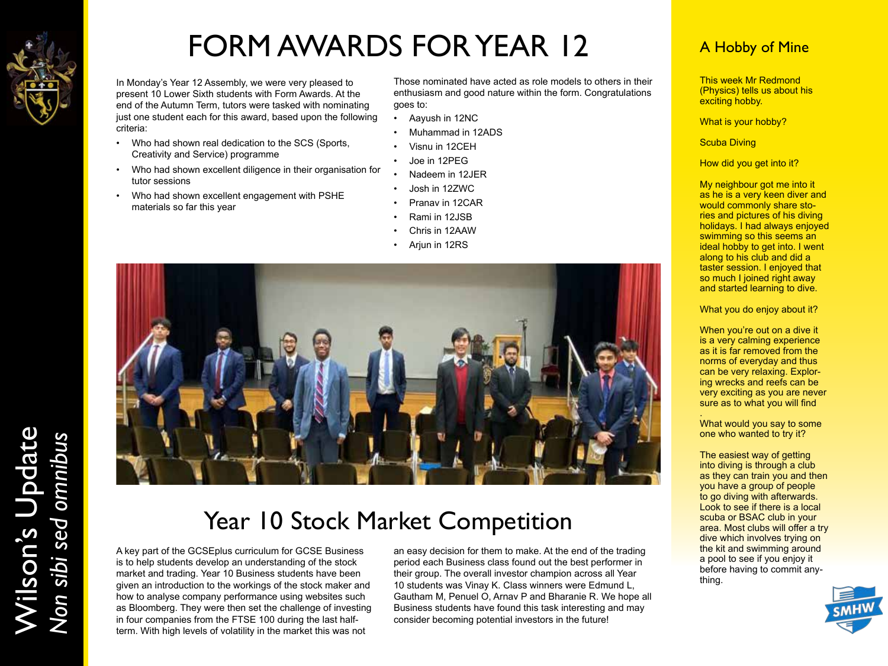# FORM AWARDS FOR YEAR 12

In Monday's Year 12 Assembly, we were very pleased to present 10 Lower Sixth students with Form Awards. At the end of the Autumn Term, tutors were tasked with nominating just one student each for this award, based upon the following criteria:

- Who had shown real dedication to the SCS (Sports, Creativity and Service) programme
- Who had shown excellent diligence in their organisation for tutor sessions
- Who had shown excellent engagement with PSHE materials so far this year

Those nominated have acted as role models to others in their enthusiasm and good nature within the form. Congratulations goes to:

- Aayush in 12NC
- Muhammad in 12ADS
- Visnu in 12CEH
- Joe in 12PEG
- Nadeem in 12JER
- Josh in 12ZWC
- Pranav in 12CAR
- Rami in 12JSB
- Chris in 12AAW
- Arjun in 12RS

# Year 10 Stock Market Competition

A key part of the GCSEplus curriculum for GCSE Business is to help students develop an understanding of the stock market and trading. Year 10 Business students have been given an introduction to the workings of the stock maker and how to analyse company performance using websites such as Bloomberg. They were then set the challenge of investing in four companies from the FTSE 100 during the last half-term. With high levels of volatility in the market this was not an easy decision for them to make. At the end of the trading period each Business class found out the best performer in their group. The overall investor champion across all Year 10 students was Vinay K. Class winners were Edmund L, Gautham M, Penuel O, Arnav P and Bharanie R. We hope all Business students have found this task interesting and may consider becoming potential investors in the future!

## A Hobby of Mine

This week Mr Redmond (Physics) tells us about his exciting hobby.

What is your hobby?

Scuba Diving

How did you get into it?

My neighbour got me into it as he is a very keen diver and would commonly share stories and pictures of his diving holidays. I had always enjoyed swimming so this seems an ideal hobby to get into. I went along to his club and did a taster session. I enjoyed that so much I joined right away and started learning to dive.

What you do enjoy about it?

When you're out on a dive it is a very calming experience as it is far removed from the norms of everyday and thus can be very relaxing. Exploring wrecks and reefs can be very exciting as you are never sure as to what you will find.

What would you say to some one who wanted to try it?

The easiest way of getting into diving is through a club as they can train you and then you have a group of people to go diving with afterwards. Look to see if there is a local scuba or BSAC club in your area. Most clubs will offer a try dive which involves trying on the kit and swimming around a pool to see if you enjoy it before having to commit anything.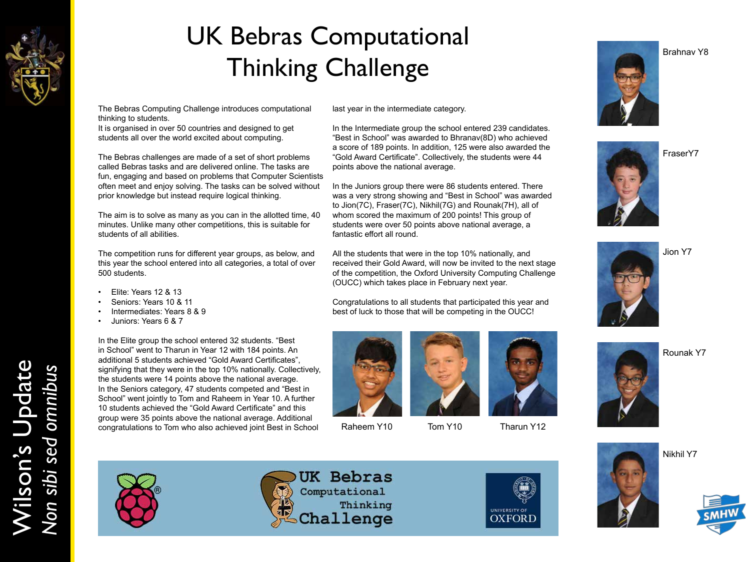# UK Bebras Computational Thinking Challenge

The Bebras Computing Challenge introduces computational thinking to students.
It is organised in over 50 countries and designed to get students all over the world excited about computing.

The Bebras challenges are made of a set of short problems called Bebras tasks and are delivered online. The tasks are fun, engaging and based on problems that Computer Scientists often meet and enjoy solving. The tasks can be solved without prior knowledge but instead require logical thinking.

The aim is to solve as many as you can in the allotted time, 40 minutes. Unlike many other competitions, this is suitable for students of all abilities.

The competition runs for different year groups, as below, and this year the school entered into all categories, a total of over 500 students.

- Elite: Years 12 & 13
- Seniors: Years 10 & 11
- Intermediates: Years 8 & 9
- Juniors: Years 6 & 7

In the Elite group the school entered 32 students. "Best in School" went to Tharun in Year 12 with 184 points. An additional 5 students achieved "Gold Award Certificates", signifying that they were in the top 10% nationally. Collectively, the students were 14 points above the national average.
In the Seniors category, 47 students competed and "Best in School" went jointly to Tom and Raheem in Year 10. A further 10 students achieved the "Gold Award Certificate" and this group were 35 points above the national average. Additional congratulations to Tom who also achieved joint Best in School last year in the intermediate category.

In the Intermediate group the school entered 239 candidates. "Best in School" was awarded to Bhranav(8D) who achieved a score of 189 points. In addition, 125 were also awarded the "Gold Award Certificate". Collectively, the students were 44 points above the national average.

In the Juniors group there were 86 students entered. There was a very strong showing and "Best in School" was awarded to Jion(7C), Fraser(7C), Nikhil(7G) and Rounak(7H), all of whom scored the maximum of 200 points! This group of students were over 50 points above national average, a fantastic effort all round.

All the students that were in the top 10% nationally, and received their Gold Award, will now be invited to the next stage of the competition, the Oxford University Computing Challenge (OUCC) which takes place in February next year.

Congratulations to all students that participated this year and best of luck to those that will be competing in the OUCC!

Raheem Y10

Tom Y10

Tharun Y12

Brahnav Y8

FraserY7

Jion Y7

Rounak Y7

Nikhil Y7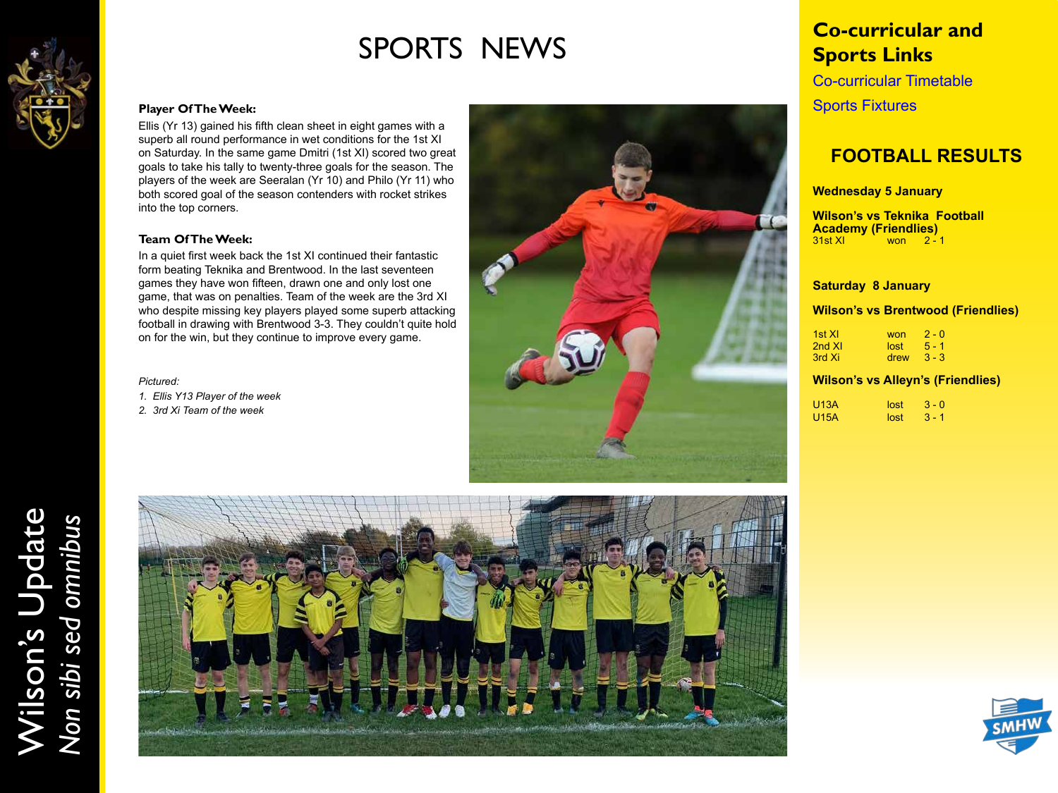# SPORTS NEWS

**Player Of The Week:**

Ellis (Yr 13) gained his fifth clean sheet in eight games with a superb all round performance in wet conditions for the 1st XI on Saturday. In the same game Dmitri (1st XI) scored two great goals to take his tally to twenty-three goals for the season. The players of the week are Seeralan (Yr 10) and Philo (Yr 11) who both scored goal of the season contenders with rocket strikes into the top corners.

**Team Of The Week:**

In a quiet first week back the 1st XI continued their fantastic form beating Teknika and Brentwood. In the last seventeen games they have won fifteen, drawn one and only lost one game, that was on penalties. Team of the week are the 3rd XI who despite missing key players played some superb attacking football in drawing with Brentwood 3-3. They couldn't quite hold on for the win, but they continue to improve every game.

*Pictured:*

1. *Ellis Y13 Player of the week*
2. *3rd Xi Team of the week*

## Co-curricular and Sports Links

Co-curricular Timetable

Sports Fixtures

## FOOTBALL RESULTS

**Wednesday 5 January**

**Wilson's vs Teknika Football Academy (Friendlies)**

| | | |
|---|---|---|
| 31st XI | won | 2 - 1 |

**Saturday 8 January**

**Wilson's vs Brentwood (Friendlies)**

| | | |
|---|---|---|
| 1st XI | won | 2 - 0 |
| 2nd XI | lost | 5 - 1 |
| 3rd Xi | drew | 3 - 3 |

**Wilson's vs Alleyn's (Friendlies)**

| | | |
|---|---|---|
| U13A | lost | 3 - 0 |
| U15A | lost | 3 - 1 |